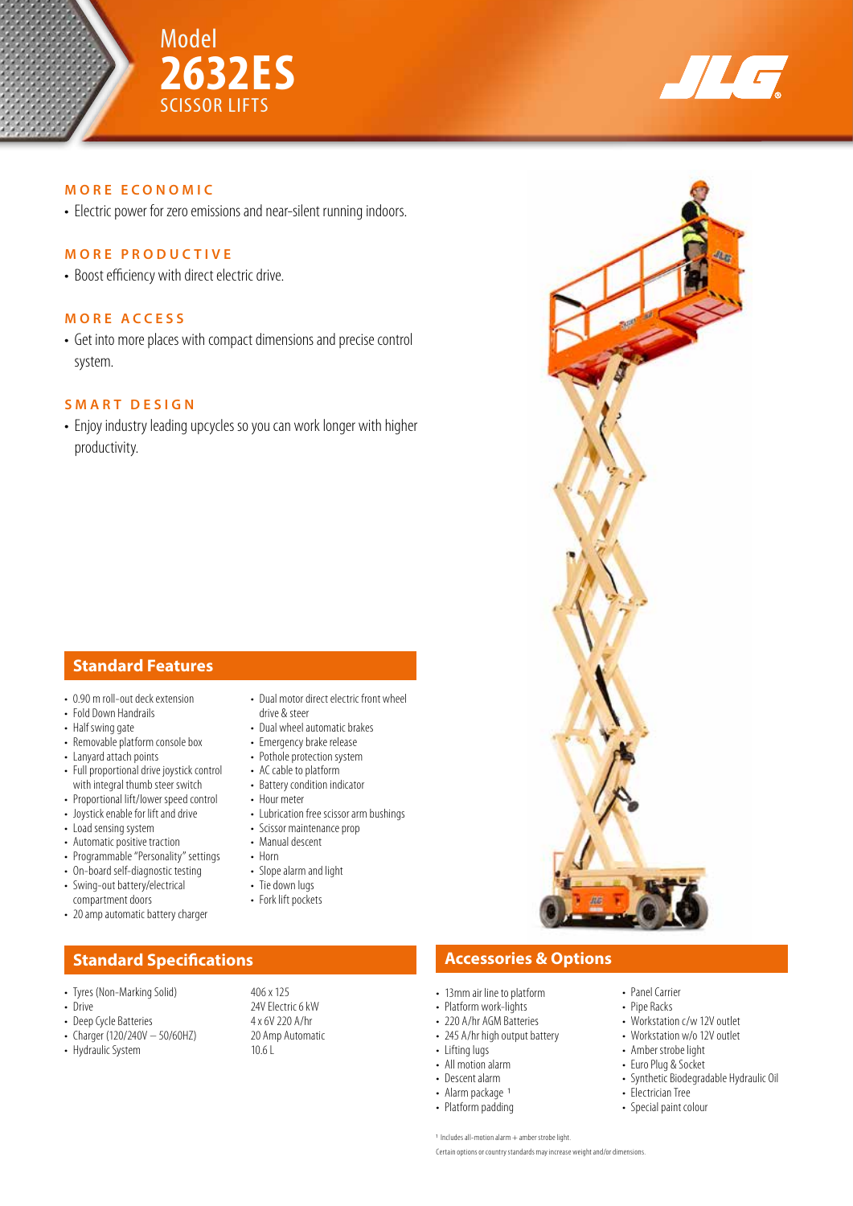# Model 2632ES SCISSOR LIFTS

## MORE ECONOMIC

- Electric power for zero emissions and near-silent running indoors.

## MORE PRODUCTIVE

- Boost efficiency with direct electric drive.

## MORE ACCESS

- Get into more places with compact dimensions and precise control system.

## SMART DESIGN

- Enjoy industry leading upcycles so you can work longer with higher productivity.

## Standard Features

- 0.90 m roll-out deck extension
- Fold Down Handrails
- Half swing gate
- Removable platform console box
- Lanyard attach points
- Full proportional drive joystick control with integral thumb steer switch
- Proportional lift/lower speed control
- Joystick enable for lift and drive
- Load sensing system
- Automatic positive traction
- Programmable "Personality" settings
- On-board self-diagnostic testing
- Swing-out battery/electrical compartment doors
- 20 amp automatic battery charger
- Dual motor direct electric front wheel drive & steer
- Dual wheel automatic brakes
- Emergency brake release
- Pothole protection system
- AC cable to platform
- Battery condition indicator
- Hour meter
- Lubrication free scissor arm bushings
- Scissor maintenance prop
- Manual descent
- Horn
- Slope alarm and light
- Tie down lugs
- Fork lift pockets

## Standard Specifications

| | |
|---|---|
| Tyres (Non-Marking Solid) | 406 x 125 |
| Drive | 24V Electric 6 kW |
| Deep Cycle Batteries | 4 x 6V 220 A/hr |
| Charger (120/240V – 50/60HZ) | 20 Amp Automatic |
| Hydraulic System | 10.6 L |

## Accessories & Options

- 13mm air line to platform
- Platform work-lights
- 220 A/hr AGM Batteries
- 245 A/hr high output battery
- Lifting lugs
- All motion alarm
- Descent alarm
- Alarm package [1]
- Platform padding
- Panel Carrier
- Pipe Racks
- Workstation c/w 12V outlet
- Workstation w/o 12V outlet
- Amber strobe light
- Euro Plug & Socket
- Synthetic Biodegradable Hydraulic Oil
- Electrician Tree
- Special paint colour

[1] Includes all-motion alarm + amber strobe light.

Certain options or country standards may increase weight and/or dimensions.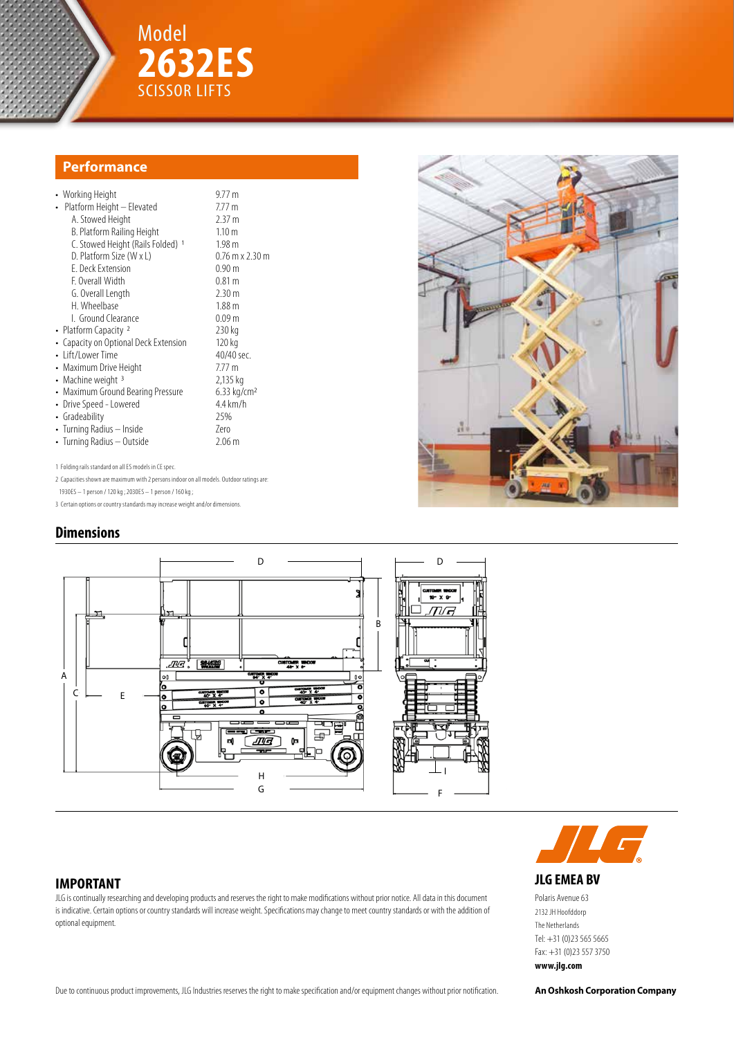# Model 2632ES SCISSOR LIFTS

## Performance

| | |
|---|---|
| • Working Height | 9.77 m |
| • Platform Height – Elevated | 7.77 m |
| A. Stowed Height | 2.37 m |
| B. Platform Railing Height | 1.10 m |
| C. Stowed Height (Rails Folded) [1] | 1.98 m |
| D. Platform Size (W x L) | 0.76 m x 2.30 m |
| E. Deck Extension | 0.90 m |
| F. Overall Width | 0.81 m |
| G. Overall Length | 2.30 m |
| H. Wheelbase | 1.88 m |
| I. Ground Clearance | 0.09 m |
| • Platform Capacity [2] | 230 kg |
| • Capacity on Optional Deck Extension | 120 kg |
| • Lift/Lower Time | 40/40 sec. |
| • Maximum Drive Height | 7.77 m |
| • Machine weight [3] | 2,135 kg |
| • Maximum Ground Bearing Pressure | 6.33 kg/cm² |
| • Drive Speed - Lowered | 4.4 km/h |
| • Gradeability | 25% |
| • Turning Radius – Inside | Zero |
| • Turning Radius – Outside | 2.06 m |

1 Folding rails standard on all ES models in CE spec.

2 Capacities shown are maximum with 2 persons indoor on all models. Outdoor ratings are: 1930ES – 1 person / 120 kg ; 2030ES – 1 person / 160 kg ;

3 Certain options or country standards may increase weight and/or dimensions.

## Dimensions

D
B
A
C
E
H
G
D
I
F

## IMPORTANT

JLG is continually researching and developing products and reserves the right to make modifications without prior notice. All data in this document is indicative. Certain options or country standards will increase weight. Specifications may change to meet country standards or with the addition of optional equipment.

**JLG EMEA BV**

Polaris Avenue 63
2132 JH Hoofddorp
The Netherlands
Tel: +31 (0)23 565 5665
Fax: +31 (0)23 557 3750
**www.jlg.com**

Due to continuous product improvements, JLG Industries reserves the right to make specification and/or equipment changes without prior notification.

**An Oshkosh Corporation Company**